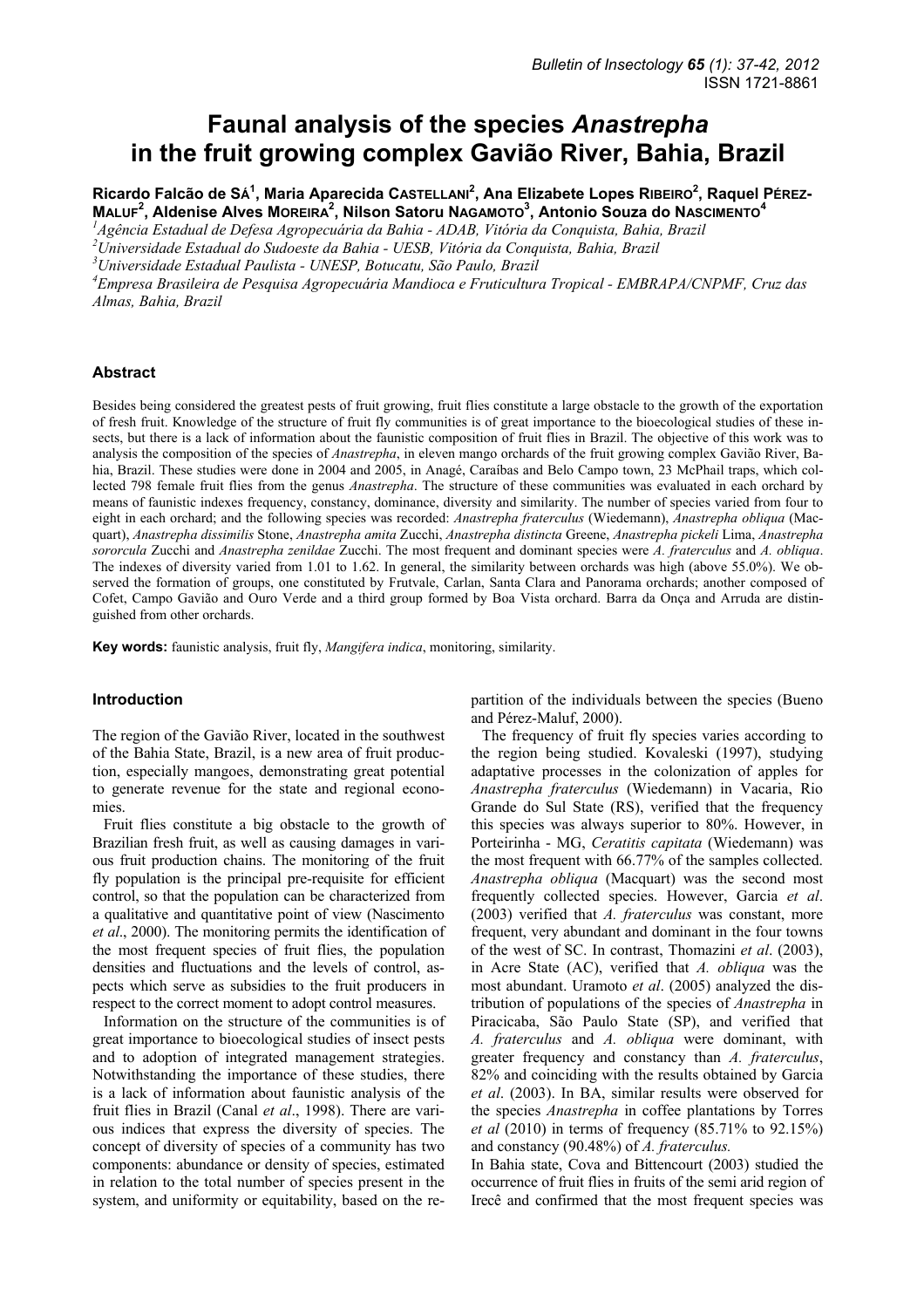# Faunal analysis of the species *Anastrepha* in the fruit growing complex Gavião River, Bahia, Brazil

**Ricardo Falcão de Sá[1], Maria Aparecida Castellani[2], Ana Elizabete Lopes Ribeiro[2], Raquel Pérez-Maluf[2], Aldenise Alves Moreira[2], Nilson Satoru Nagamoto[3], Antonio Souza do Nascimento[4]**

[1]*Agência Estadual de Defesa Agropecuária da Bahia - ADAB, Vitória da Conquista, Bahia, Brazil*
[2]*Universidade Estadual do Sudoeste da Bahia - UESB, Vitória da Conquista, Bahia, Brazil*
[3]*Universidade Estadual Paulista - UNESP, Botucatu, São Paulo, Brazil*
[4]*Empresa Brasileira de Pesquisa Agropecuária Mandioca e Fruticultura Tropical - EMBRAPA/CNPMF, Cruz das Almas, Bahia, Brazil*

## Abstract

Besides being considered the greatest pests of fruit growing, fruit flies constitute a large obstacle to the growth of the exportation of fresh fruit. Knowledge of the structure of fruit fly communities is of great importance to the bioecological studies of these insects, but there is a lack of information about the faunistic composition of fruit flies in Brazil. The objective of this work was to analysis the composition of the species of *Anastrepha*, in eleven mango orchards of the fruit growing complex Gavião River, Bahia, Brazil. These studies were done in 2004 and 2005, in Anagé, Caraíbas and Belo Campo town, 23 McPhail traps, which collected 798 female fruit flies from the genus *Anastrepha*. The structure of these communities was evaluated in each orchard by means of faunistic indexes frequency, constancy, dominance, diversity and similarity. The number of species varied from four to eight in each orchard; and the following species was recorded: *Anastrepha fraterculus* (Wiedemann), *Anastrepha obliqua* (Macquart), *Anastrepha dissimilis* Stone, *Anastrepha amita* Zucchi, *Anastrepha distincta* Greene, *Anastrepha pickeli* Lima, *Anastrepha sororcula* Zucchi and *Anastrepha zenildae* Zucchi. The most frequent and dominant species were *A. fraterculus* and *A. obliqua*. The indexes of diversity varied from 1.01 to 1.62. In general, the similarity between orchards was high (above 55.0%). We observed the formation of groups, one constituted by Frutvale, Carlan, Santa Clara and Panorama orchards; another composed of Cofet, Campo Gavião and Ouro Verde and a third group formed by Boa Vista orchard. Barra da Onça and Arruda are distinguished from other orchards.

**Key words:** faunistic analysis, fruit fly, *Mangifera indica*, monitoring, similarity.

## Introduction

The region of the Gavião River, located in the southwest of the Bahia State, Brazil, is a new area of fruit production, especially mangoes, demonstrating great potential to generate revenue for the state and regional economies.

Fruit flies constitute a big obstacle to the growth of Brazilian fresh fruit, as well as causing damages in various fruit production chains. The monitoring of the fruit fly population is the principal pre-requisite for efficient control, so that the population can be characterized from a qualitative and quantitative point of view (Nascimento *et al*., 2000). The monitoring permits the identification of the most frequent species of fruit flies, the population densities and fluctuations and the levels of control, aspects which serve as subsidies to the fruit producers in respect to the correct moment to adopt control measures.

Information on the structure of the communities is of great importance to bioecological studies of insect pests and to adoption of integrated management strategies. Notwithstanding the importance of these studies, there is a lack of information about faunistic analysis of the fruit flies in Brazil (Canal *et al*., 1998). There are various indices that express the diversity of species. The concept of diversity of species of a community has two components: abundance or density of species, estimated in relation to the total number of species present in the system, and uniformity or equitability, based on the repartition of the individuals between the species (Bueno and Pérez-Maluf, 2000).

The frequency of fruit fly species varies according to the region being studied. Kovaleski (1997), studying adaptative processes in the colonization of apples for *Anastrepha fraterculus* (Wiedemann) in Vacaria, Rio Grande do Sul State (RS), verified that the frequency this species was always superior to 80%. However, in Porteirinha - MG, *Ceratitis capitata* (Wiedemann) was the most frequent with 66.77% of the samples collected. *Anastrepha obliqua* (Macquart) was the second most frequently collected species. However, Garcia *et al*. (2003) verified that *A. fraterculus* was constant, more frequent, very abundant and dominant in the four towns of the west of SC. In contrast, Thomazini *et al*. (2003), in Acre State (AC), verified that *A. obliqua* was the most abundant. Uramoto *et al*. (2005) analyzed the distribution of populations of the species of *Anastrepha* in Piracicaba, São Paulo State (SP), and verified that *A. fraterculus* and *A. obliqua* were dominant, with greater frequency and constancy than *A. fraterculus*, 82% and coinciding with the results obtained by Garcia *et al*. (2003). In BA, similar results were observed for the species *Anastrepha* in coffee plantations by Torres *et al* (2010) in terms of frequency (85.71% to 92.15%) and constancy (90.48%) of *A. fraterculus.*

In Bahia state, Cova and Bittencourt (2003) studied the occurrence of fruit flies in fruits of the semi arid region of Irecê and confirmed that the most frequent species was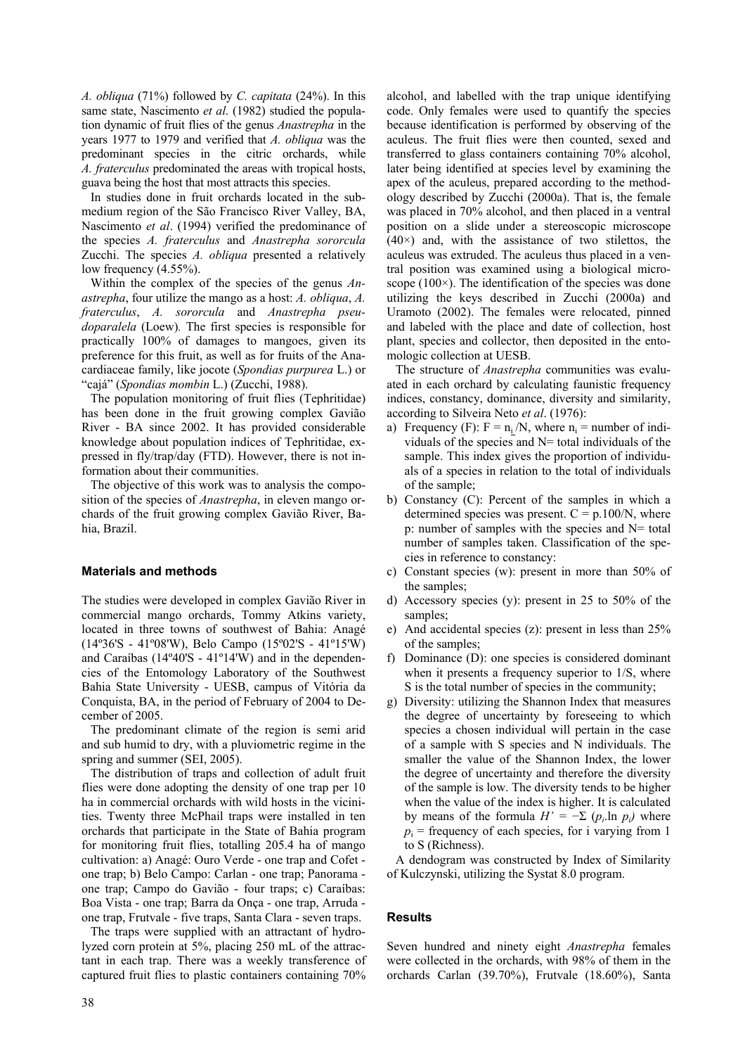*A. obliqua* (71%) followed by *C. capitata* (24%). In this same state, Nascimento *et al*. (1982) studied the population dynamic of fruit flies of the genus *Anastrepha* in the years 1977 to 1979 and verified that *A. obliqua* was the predominant species in the citric orchards, while *A. fraterculus* predominated the areas with tropical hosts, guava being the host that most attracts this species.

In studies done in fruit orchards located in the sub-medium region of the São Francisco River Valley, BA, Nascimento *et al*. (1994) verified the predominance of the species *A. fraterculus* and *Anastrepha sororcula* Zucchi. The species *A. obliqua* presented a relatively low frequency (4.55%).

Within the complex of the species of the genus *Anastrepha*, four utilize the mango as a host: *A. obliqua*, *A. fraterculus*, *A. sororcula* and *Anastrepha pseudoparalela* (Loew). The first species is responsible for practically 100% of damages to mangoes, given its preference for this fruit, as well as for fruits of the Anacardiaceae family, like jocote (*Spondias purpurea* L.) or "cajá" (*Spondias mombin* L.) (Zucchi, 1988).

The population monitoring of fruit flies (Tephritidae) has been done in the fruit growing complex Gavião River - BA since 2002. It has provided considerable knowledge about population indices of Tephritidae, expressed in fly/trap/day (FTD). However, there is not information about their communities.

The objective of this work was to analysis the composition of the species of *Anastrepha*, in eleven mango orchards of the fruit growing complex Gavião River, Bahia, Brazil.

## Materials and methods

The studies were developed in complex Gavião River in commercial mango orchards, Tommy Atkins variety, located in three towns of southwest of Bahia: Anagé (14º36'S - 41º08'W), Belo Campo (15º02'S - 41º15'W) and Caraíbas (14º40'S - 41º14'W) and in the dependencies of the Entomology Laboratory of the Southwest Bahia State University - UESB, campus of Vitória da Conquista, BA, in the period of February of 2004 to December of 2005.

The predominant climate of the region is semi arid and sub humid to dry, with a pluviometric regime in the spring and summer (SEI, 2005).

The distribution of traps and collection of adult fruit flies were done adopting the density of one trap per 10 ha in commercial orchards with wild hosts in the vicinities. Twenty three McPhail traps were installed in ten orchards that participate in the State of Bahia program for monitoring fruit flies, totalling 205.4 ha of mango cultivation: a) Anagé: Ouro Verde - one trap and Cofet - one trap; b) Belo Campo: Carlan - one trap; Panorama - one trap; Campo do Gavião - four traps; c) Caraíbas: Boa Vista - one trap; Barra da Onça - one trap, Arruda - one trap, Frutvale - five traps, Santa Clara - seven traps.

The traps were supplied with an attractant of hydrolyzed corn protein at 5%, placing 250 mL of the attractant in each trap. There was a weekly transference of captured fruit flies to plastic containers containing 70% alcohol, and labelled with the trap unique identifying code. Only females were used to quantify the species because identification is performed by observing of the aculeus. The fruit flies were then counted, sexed and transferred to glass containers containing 70% alcohol, later being identified at species level by examining the apex of the aculeus, prepared according to the methodology described by Zucchi (2000a). That is, the female was placed in 70% alcohol, and then placed in a ventral position on a slide under a stereoscopic microscope (40×) and, with the assistance of two stilettos, the aculeus was extruded. The aculeus thus placed in a ventral position was examined using a biological microscope (100×). The identification of the species was done utilizing the keys described in Zucchi (2000a) and Uramoto (2002). The females were relocated, pinned and labeled with the place and date of collection, host plant, species and collector, then deposited in the entomologic collection at UESB.

The structure of *Anastrepha* communities was evaluated in each orchard by calculating faunistic frequency indices, constancy, dominance, diversity and similarity, according to Silveira Neto *et al*. (1976):

a) Frequency (F): $F = n_i/N$, where $n_i$ = number of individuals of the species and N= total individuals of the sample. This index gives the proportion of individuals of a species in relation to the total of individuals of the sample;
b) Constancy (C): Percent of the samples in which a determined species was present. $C = p.100/N$, where p: number of samples with the species and N= total number of samples taken. Classification of the species in reference to constancy:
c) Constant species (w): present in more than 50% of the samples;
d) Accessory species (y): present in 25 to 50% of the samples;
e) And accidental species (z): present in less than 25% of the samples;
f) Dominance (D): one species is considered dominant when it presents a frequency superior to 1/S, where S is the total number of species in the community;
g) Diversity: utilizing the Shannon Index that measures the degree of uncertainty by foreseeing to which species a chosen individual will pertain in the case of a sample with S species and N individuals. The smaller the value of the Shannon Index, the lower the degree of uncertainty and therefore the diversity of the sample is low. The diversity tends to be higher when the value of the index is higher. It is calculated by means of the formula $H' = -\Sigma (p_i.\ln p_i)$ where $p_i$ = frequency of each species, for i varying from 1 to S (Richness).

A dendogram was constructed by Index of Similarity of Kulczynski, utilizing the Systat 8.0 program.

## Results

Seven hundred and ninety eight *Anastrepha* females were collected in the orchards, with 98% of them in the orchards Carlan (39.70%), Frutvale (18.60%), Santa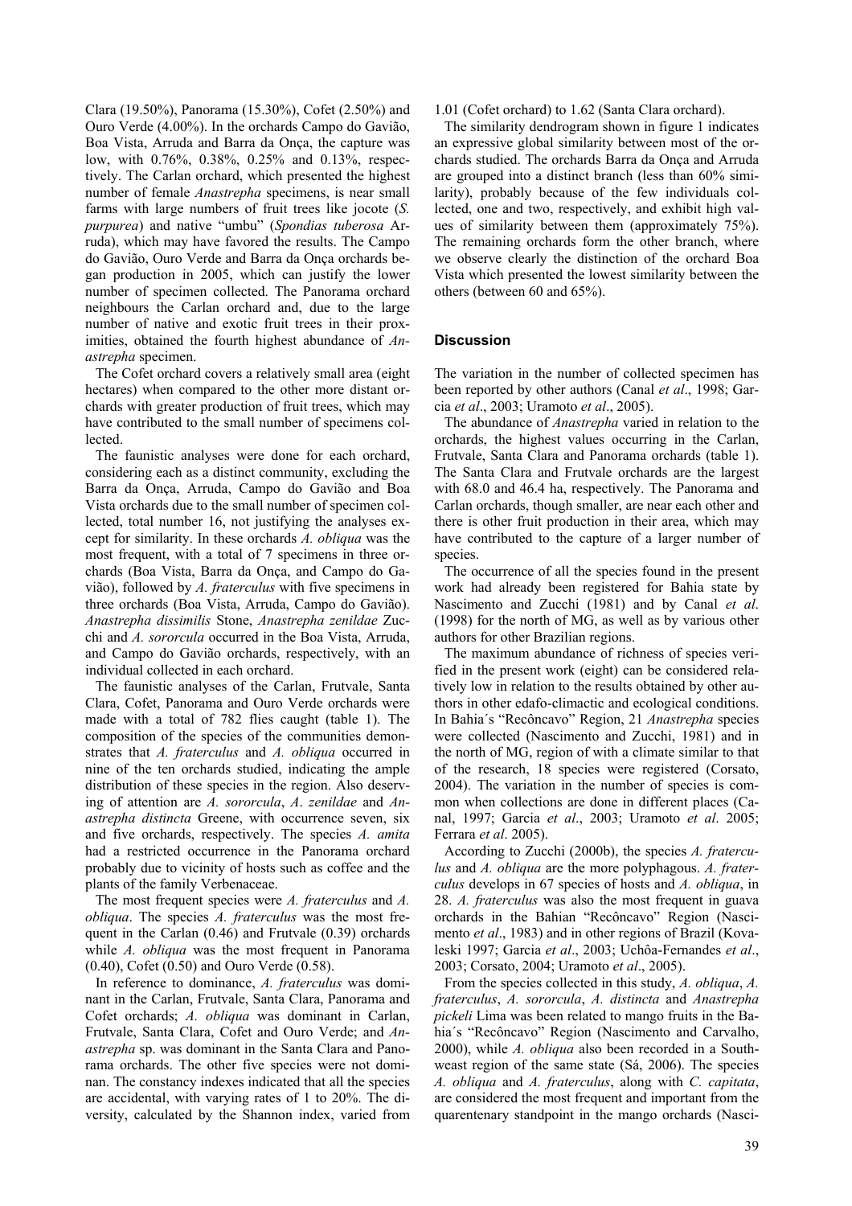Clara (19.50%), Panorama (15.30%), Cofet (2.50%) and Ouro Verde (4.00%). In the orchards Campo do Gavião, Boa Vista, Arruda and Barra da Onça, the capture was low, with 0.76%, 0.38%, 0.25% and 0.13%, respectively. The Carlan orchard, which presented the highest number of female *Anastrepha* specimens, is near small farms with large numbers of fruit trees like jocote (*S. purpurea*) and native "umbu" (*Spondias tuberosa* Arruda), which may have favored the results. The Campo do Gavião, Ouro Verde and Barra da Onça orchards began production in 2005, which can justify the lower number of specimen collected. The Panorama orchard neighbours the Carlan orchard and, due to the large number of native and exotic fruit trees in their proximities, obtained the fourth highest abundance of *Anastrepha* specimen.

The Cofet orchard covers a relatively small area (eight hectares) when compared to the other more distant orchards with greater production of fruit trees, which may have contributed to the small number of specimens collected.

The faunistic analyses were done for each orchard, considering each as a distinct community, excluding the Barra da Onça, Arruda, Campo do Gavião and Boa Vista orchards due to the small number of specimen collected, total number 16, not justifying the analyses except for similarity. In these orchards *A. obliqua* was the most frequent, with a total of 7 specimens in three orchards (Boa Vista, Barra da Onça, and Campo do Gavião), followed by *A. fraterculus* with five specimens in three orchards (Boa Vista, Arruda, Campo do Gavião). *Anastrepha dissimilis* Stone, *Anastrepha zenildae* Zucchi and *A. sororcula* occurred in the Boa Vista, Arruda, and Campo do Gavião orchards, respectively, with an individual collected in each orchard.

The faunistic analyses of the Carlan, Frutvale, Santa Clara, Cofet, Panorama and Ouro Verde orchards were made with a total of 782 flies caught (table 1). The composition of the species of the communities demonstrates that *A. fraterculus* and *A. obliqua* occurred in nine of the ten orchards studied, indicating the ample distribution of these species in the region. Also deserving of attention are *A. sororcula*, *A*. *zenildae* and *Anastrepha distincta* Greene, with occurrence seven, six and five orchards, respectively. The species *A. amita* had a restricted occurrence in the Panorama orchard probably due to vicinity of hosts such as coffee and the plants of the family Verbenaceae.

The most frequent species were *A. fraterculus* and *A. obliqua*. The species *A. fraterculus* was the most frequent in the Carlan (0.46) and Frutvale (0.39) orchards while *A. obliqua* was the most frequent in Panorama (0.40), Cofet (0.50) and Ouro Verde (0.58).

In reference to dominance, *A. fraterculus* was dominant in the Carlan, Frutvale, Santa Clara, Panorama and Cofet orchards; *A. obliqua* was dominant in Carlan, Frutvale, Santa Clara, Cofet and Ouro Verde; and *Anastrepha* sp. was dominant in the Santa Clara and Panorama orchards. The other five species were not dominan. The constancy indexes indicated that all the species are accidental, with varying rates of 1 to 20%. The diversity, calculated by the Shannon index, varied from 1.01 (Cofet orchard) to 1.62 (Santa Clara orchard).

The similarity dendrogram shown in figure 1 indicates an expressive global similarity between most of the orchards studied. The orchards Barra da Onça and Arruda are grouped into a distinct branch (less than 60% similarity), probably because of the few individuals collected, one and two, respectively, and exhibit high values of similarity between them (approximately 75%). The remaining orchards form the other branch, where we observe clearly the distinction of the orchard Boa Vista which presented the lowest similarity between the others (between 60 and 65%).

## Discussion

The variation in the number of collected specimen has been reported by other authors (Canal *et al*., 1998; Garcia *et al*., 2003; Uramoto *et al*., 2005).

The abundance of *Anastrepha* varied in relation to the orchards, the highest values occurring in the Carlan, Frutvale, Santa Clara and Panorama orchards (table 1). The Santa Clara and Frutvale orchards are the largest with 68.0 and 46.4 ha, respectively. The Panorama and Carlan orchards, though smaller, are near each other and there is other fruit production in their area, which may have contributed to the capture of a larger number of species.

The occurrence of all the species found in the present work had already been registered for Bahia state by Nascimento and Zucchi (1981) and by Canal *et al*. (1998) for the north of MG, as well as by various other authors for other Brazilian regions.

The maximum abundance of richness of species verified in the present work (eight) can be considered relatively low in relation to the results obtained by other authors in other edafo-climactic and ecological conditions. In Bahia´s "Recôncavo" Region, 21 *Anastrepha* species were collected (Nascimento and Zucchi, 1981) and in the north of MG, region of with a climate similar to that of the research, 18 species were registered (Corsato, 2004). The variation in the number of species is common when collections are done in different places (Canal, 1997; Garcia *et al*., 2003; Uramoto *et al*. 2005; Ferrara *et al*. 2005).

According to Zucchi (2000b), the species *A. fraterculus* and *A. obliqua* are the more polyphagous. *A. fraterculus* develops in 67 species of hosts and *A. obliqua*, in 28. *A. fraterculus* was also the most frequent in guava orchards in the Bahian "Recôncavo" Region (Nascimento *et al*., 1983) and in other regions of Brazil (Kovaleski 1997; Garcia *et al*., 2003; Uchôa-Fernandes *et al*., 2003; Corsato, 2004; Uramoto *et al*., 2005).

From the species collected in this study, *A. obliqua*, *A. fraterculus*, *A. sororcula*, *A. distincta* and *Anastrepha pickeli* Lima was been related to mango fruits in the Bahia´s "Recôncavo" Region (Nascimento and Carvalho, 2000), while *A. obliqua* also been recorded in a Southweast region of the same state (Sá, 2006). The species *A. obliqua* and *A. fraterculus*, along with *C. capitata*, are considered the most frequent and important from the quarentenary standpoint in the mango orchards (Nasci-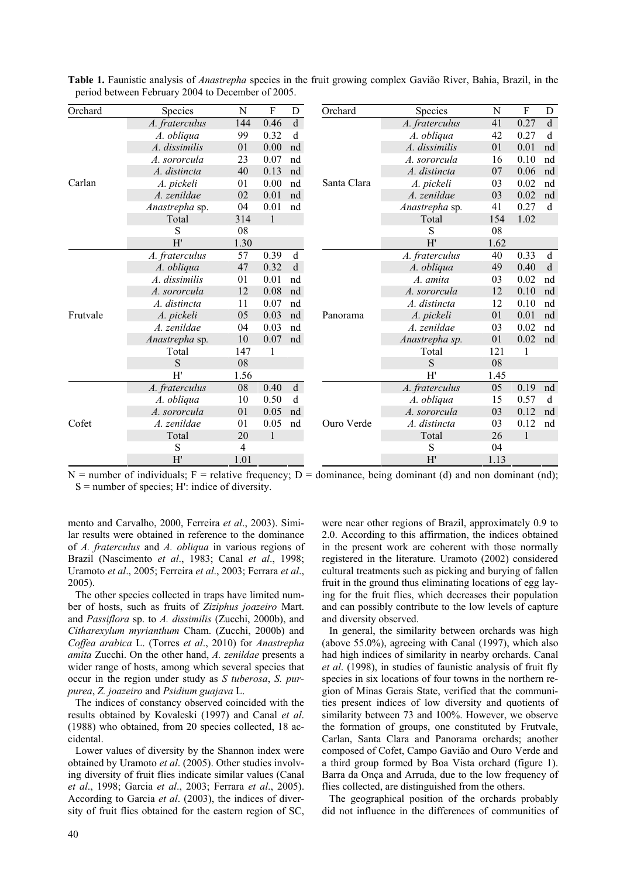**Table 1.** Faunistic analysis of *Anastrepha* species in the fruit growing complex Gavião River, Bahia, Brazil, in the period between February 2004 to December of 2005.

| Orchard | Species | N | F | D | Orchard | Species | N | F | D |
|---|---|---|---|---|---|---|---|---|---|
| Carlan | *A. fraterculus* | 144 | 0.46 | d | Santa Clara | *A. fraterculus* | 41 | 0.27 | d |
| | *A. obliqua* | 99 | 0.32 | d | | *A. obliqua* | 42 | 0.27 | d |
| | *A. dissimilis* | 01 | 0.00 | nd | | *A. dissimilis* | 01 | 0.01 | nd |
| | *A. sororcula* | 23 | 0.07 | nd | | *A. sororcula* | 16 | 0.10 | nd |
| | *A. distincta* | 40 | 0.13 | nd | | *A. distincta* | 07 | 0.06 | nd |
| | *A. pickeli* | 01 | 0.00 | nd | | *A. pickeli* | 03 | 0.02 | nd |
| | *A. zenildae* | 02 | 0.01 | nd | | *A. zenildae* | 03 | 0.02 | nd |
| | *Anastrepha* sp. | 04 | 0.01 | nd | | *Anastrepha* sp. | 41 | 0.27 | d |
| | Total | 314 | 1 | | | Total | 154 | 1.02 | |
| | S | 08 | | | | S | 08 | | |
| | H' | 1.30 | | | | H' | 1.62 | | |
| Frutvale | *A. fraterculus* | 57 | 0.39 | d | Panorama | *A. fraterculus* | 40 | 0.33 | d |
| | *A. obliqua* | 47 | 0.32 | d | | *A. obliqua* | 49 | 0.40 | d |
| | *A. dissimilis* | 01 | 0.01 | nd | | *A. amita* | 03 | 0.02 | nd |
| | *A. sororcula* | 12 | 0.08 | nd | | *A. sororcula* | 12 | 0.10 | nd |
| | *A. distincta* | 11 | 0.07 | nd | | *A. distincta* | 12 | 0.10 | nd |
| | *A. pickeli* | 05 | 0.03 | nd | | *A. pickeli* | 01 | 0.01 | nd |
| | *A. zenildae* | 04 | 0.03 | nd | | *A. zenildae* | 03 | 0.02 | nd |
| | *Anastrepha* sp. | 10 | 0.07 | nd | | *Anastrepha sp.* | 01 | 0.02 | nd |
| | Total | 147 | 1 | | | Total | 121 | 1 | |
| | S | 08 | | | | S | 08 | | |
| | H' | 1.56 | | | | H' | 1.45 | | |
| Cofet | *A. fraterculus* | 08 | 0.40 | d | Ouro Verde | *A. fraterculus* | 05 | 0.19 | nd |
| | *A. obliqua* | 10 | 0.50 | d | | *A. obliqua* | 15 | 0.57 | d |
| | *A. sororcula* | 01 | 0.05 | nd | | *A. sororcula* | 03 | 0.12 | nd |
| | *A. zenildae* | 01 | 0.05 | nd | | *A. distincta* | 03 | 0.12 | nd |
| | Total | 20 | 1 | | | Total | 26 | 1 | |
| | S | 4 | | | | S | 04 | | |
| | H' | 1.01 | | | | H' | 1.13 | | |

N = number of individuals; F = relative frequency; D = dominance, being dominant (d) and non dominant (nd); S = number of species; H': indice of diversity.

mento and Carvalho, 2000, Ferreira *et al*., 2003). Similar results were obtained in reference to the dominance of *A. fraterculus* and *A. obliqua* in various regions of Brazil (Nascimento *et al*., 1983; Canal *et al*., 1998; Uramoto *et al*., 2005; Ferreira *et al*., 2003; Ferrara *et al*., 2005).

The other species collected in traps have limited number of hosts, such as fruits of *Ziziphus joazeiro* Mart. and *Passiflora* sp. to *A. dissimilis* (Zucchi, 2000b), and *Citharexylum myrianthum* Cham. (Zucchi, 2000b) and *Coffea arabica* L. (Torres *et al*., 2010) for *Anastrepha amita* Zucchi. On the other hand, *A. zenildae* presents a wider range of hosts, among which several species that occur in the region under study as *S tuberosa*, *S. purpurea*, *Z. joazeiro* and *Psidium guajava* L.

The indices of constancy observed coincided with the results obtained by Kovaleski (1997) and Canal *et al*. (1988) who obtained, from 20 species collected, 18 accidental.

Lower values of diversity by the Shannon index were obtained by Uramoto *et al*. (2005). Other studies involving diversity of fruit flies indicate similar values (Canal *et al*., 1998; Garcia *et al*., 2003; Ferrara *et al*., 2005). According to Garcia *et al*. (2003), the indices of diversity of fruit flies obtained for the eastern region of SC, were near other regions of Brazil, approximately 0.9 to 2.0. According to this affirmation, the indices obtained in the present work are coherent with those normally registered in the literature. Uramoto (2002) considered cultural treatments such as picking and burying of fallen fruit in the ground thus eliminating locations of egg laying for the fruit flies, which decreases their population and can possibly contribute to the low levels of capture and diversity observed.

In general, the similarity between orchards was high (above 55.0%), agreeing with Canal (1997), which also had high indices of similarity in nearby orchards. Canal *et al*. (1998), in studies of faunistic analysis of fruit fly species in six locations of four towns in the northern region of Minas Gerais State, verified that the communities present indices of low diversity and quotients of similarity between 73 and 100%. However, we observe the formation of groups, one constituted by Frutvale, Carlan, Santa Clara and Panorama orchards; another composed of Cofet, Campo Gavião and Ouro Verde and a third group formed by Boa Vista orchard (figure 1). Barra da Onça and Arruda, due to the low frequency of flies collected, are distinguished from the others.

The geographical position of the orchards probably did not influence in the differences of communities of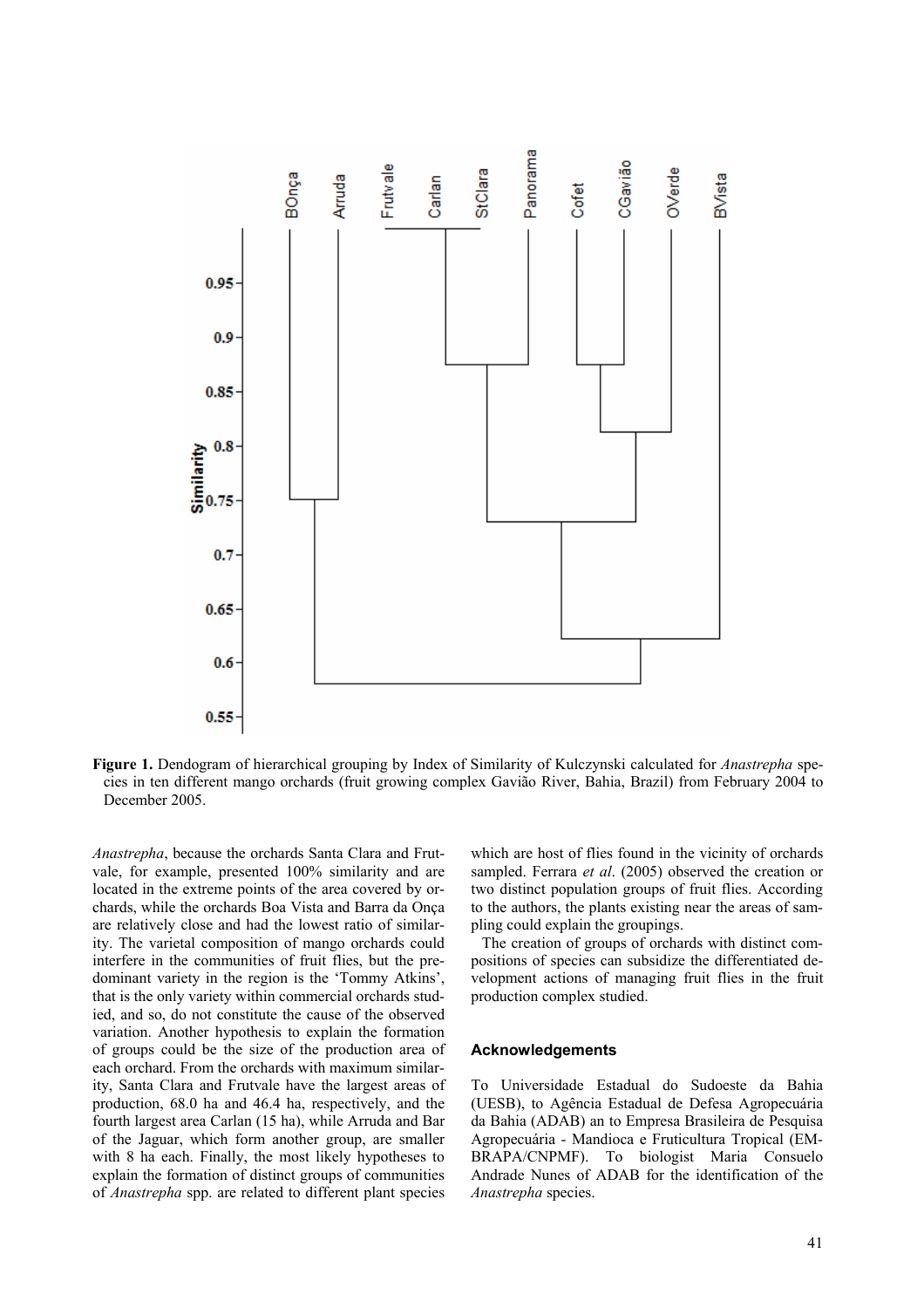Figure 1. Dendogram of hierarchical grouping by Index of Similarity of Kulczynski calculated for *Anastrepha* species in ten different mango orchards (fruit growing complex Gavião River, Bahia, Brazil) from February 2004 to December 2005.

*Anastrepha*, because the orchards Santa Clara and Frutvale, for example, presented 100% similarity and are located in the extreme points of the area covered by orchards, while the orchards Boa Vista and Barra da Onça are relatively close and had the lowest ratio of similarity. The varietal composition of mango orchards could interfere in the communities of fruit flies, but the predominant variety in the region is the 'Tommy Atkins', that is the only variety within commercial orchards studied, and so, do not constitute the cause of the observed variation. Another hypothesis to explain the formation of groups could be the size of the production area of each orchard. From the orchards with maximum similarity, Santa Clara and Frutvale have the largest areas of production, 68.0 ha and 46.4 ha, respectively, and the fourth largest area Carlan (15 ha), while Arruda and Bar of the Jaguar, which form another group, are smaller with 8 ha each. Finally, the most likely hypotheses to explain the formation of distinct groups of communities of *Anastrepha* spp. are related to different plant species which are host of flies found in the vicinity of orchards sampled. Ferrara *et al*. (2005) observed the creation or two distinct population groups of fruit flies. According to the authors, the plants existing near the areas of sampling could explain the groupings.

The creation of groups of orchards with distinct compositions of species can subsidize the differentiated development actions of managing fruit flies in the fruit production complex studied.

## Acknowledgements

To Universidade Estadual do Sudoeste da Bahia (UESB), to Agência Estadual de Defesa Agropecuária da Bahia (ADAB) an to Empresa Brasileira de Pesquisa Agropecuária - Mandioca e Fruticultura Tropical (EMBRAPA/CNPMF). To biologist Maria Consuelo Andrade Nunes of ADAB for the identification of the *Anastrepha* species.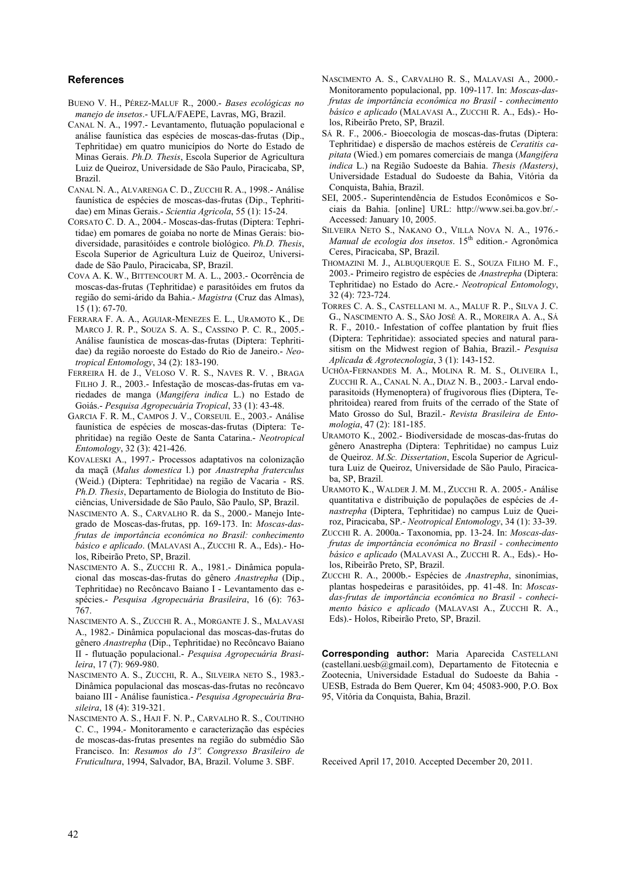## References

BUENO V. H., PÉREZ-MALUF R., 2000.- *Bases ecológicas no manejo de insetos*.- UFLA/FAEPE, Lavras, MG, Brazil.

CANAL N. A., 1997.- Levantamento, flutuação populacional e análise faunística das espécies de moscas-das-frutas (Dip., Tephritidae) em quatro municípios do Norte do Estado de Minas Gerais. *Ph.D. Thesis*, Escola Superior de Agricultura Luiz de Queiroz, Universidade de São Paulo, Piracicaba, SP, Brazil.

CANAL N. A., ALVARENGA C. D., ZUCCHI R. A., 1998.- Análise faunística de espécies de moscas-das-frutas (Dip., Tephritidae) em Minas Gerais.- *Scientia Agricola*, 55 (1): 15-24.

CORSATO C. D. A., 2004.- Moscas-das-frutas (Diptera: Tephritidae) em pomares de goiaba no norte de Minas Gerais: biodiversidade, parasitóides e controle biológico. *Ph.D. Thesis*, Escola Superior de Agricultura Luiz de Queiroz, Universidade de São Paulo, Piracicaba, SP, Brazil.

COVA A. K. W., BITTENCOURT M. A. L., 2003.- Ocorrência de moscas-das-frutas (Tephritidae) e parasitóides em frutos da região do semi-árido da Bahia.- *Magistra* (Cruz das Almas), 15 (1): 67-70.

FERRARA F. A. A., AGUIAR-MENEZES E. L., URAMOTO K., DE MARCO J. R. P., SOUZA S. A. S., CASSINO P. C. R., 2005.- Análise faunística de moscas-das-frutas (Diptera: Tephritidae) da região noroeste do Estado do Rio de Janeiro.- *Neotropical Entomology*, 34 (2): 183-190.

FERREIRA H. de J., VELOSO V. R. S., NAVES R. V. , BRAGA FILHO J. R., 2003.- Infestação de moscas-das-frutas em variedades de manga (*Mangifera indica* L.) no Estado de Goiás.- *Pesquisa Agropecuária Tropical*, 33 (1): 43-48.

GARCIA F. R. M., CAMPOS J. V., CORSEUIL E., 2003.- Análise faunística de espécies de moscas-das-frutas (Diptera: Tephritidae) na região Oeste de Santa Catarina.- *Neotropical Entomology*, 32 (3): 421-426.

KOVALESKI A., 1997.- Processos adaptativos na colonização da maçã (*Malus domestica* l.) por *Anastrepha fraterculus* (Weid.) (Diptera: Tephritidae) na região de Vacaria - RS. *Ph.D. Thesis*, Departamento de Biologia do Instituto de Biociências, Universidade de São Paulo, São Paulo, SP, Brazil.

NASCIMENTO A. S., CARVALHO R. da S., 2000.- Manejo Integrado de Moscas-das-frutas, pp. 169-173. In: *Moscas-das-frutas de importância econômica no Brasil: conhecimento básico e aplicado*. (MALAVASI A., ZUCCHI R. A., Eds).- Holos, Ribeirão Preto, SP, Brazil.

NASCIMENTO A. S., ZUCCHI R. A., 1981.- Dinâmica populacional das moscas-das-frutas do gênero *Anastrepha* (Dip., Tephritidae) no Recôncavo Baiano I - Levantamento das espécies.- *Pesquisa Agropecuária Brasileira*, 16 (6): 763-767.

NASCIMENTO A. S., ZUCCHI R. A., MORGANTE J. S., MALAVASI A., 1982.- Dinâmica populacional das moscas-das-frutas do gênero *Anastrepha* (Dip., Tephritidae) no Recôncavo Baiano II - flutuação populacional.- *Pesquisa Agropecuária Brasileira*, 17 (7): 969-980.

NASCIMENTO A. S., ZUCCHI, R. A., SILVEIRA NETO S., 1983.- Dinâmica populacional das moscas-das-frutas no recôncavo baiano III - Análise faunística.- *Pesquisa Agropecuária Brasileira*, 18 (4): 319-321.

NASCIMENTO A. S., HAJI F. N. P., CARVALHO R. S., COUTINHO C. C., 1994.- Monitoramento e caracterização das espécies de moscas-das-frutas presentes na região do submédio São Francisco. In: *Resumos do 13º. Congresso Brasileiro de Fruticultura*, 1994, Salvador, BA, Brazil. Volume 3. SBF.

NASCIMENTO A. S., CARVALHO R. S., MALAVASI A., 2000.- Monitoramento populacional, pp. 109-117. In: *Moscas-das-frutas de importância econômica no Brasil - conhecimento básico e aplicado* (MALAVASI A., ZUCCHI R. A., Eds).- Holos, Ribeirão Preto, SP, Brazil.

SÁ R. F., 2006.- Bioecologia de moscas-das-frutas (Diptera: Tephritidae) e dispersão de machos estéreis de *Ceratitis capitata* (Wied.) em pomares comerciais de manga (*Mangifera indica* L.) na Região Sudoeste da Bahia. *Thesis (Masters)*, Universidade Estadual do Sudoeste da Bahia, Vitória da Conquista, Bahia, Brazil.

SEI, 2005.- Superintendência de Estudos Econômicos e Sociais da Bahia. [online] URL: http://www.sei.ba.gov.br/.- Accessed: January 10, 2005.

SILVEIRA NETO S., NAKANO O., VILLA NOVA N. A., 1976.- *Manual de ecologia dos insetos*. 15th edition.- Agronômica Ceres, Piracicaba, SP, Brazil.

THOMAZINI M. J., ALBUQUERQUE E. S., SOUZA FILHO M. F., 2003.- Primeiro registro de espécies de *Anastrepha* (Diptera: Tephritidae) no Estado do Acre.- *Neotropical Entomology*, 32 (4): 723-724.

TORRES C. A. S., CASTELLANI M. A., MALUF R. P., SILVA J. C. G., NASCIMENTO A. S., SÃO JOSÉ A. R., MOREIRA A. A., SÁ R. F., 2010.- Infestation of coffee plantation by fruit flies (Diptera: Tephritidae): associated species and natural parasitism on the Midwest region of Bahia, Brazil.- *Pesquisa Aplicada & Agrotecnologia*, 3 (1): 143-152.

UCHÔA-FERNANDES M. A., MOLINA R. M. S., OLIVEIRA I., ZUCCHI R. A., CANAL N. A., DIAZ N. B., 2003.- Larval endoparasitoids (Hymenoptera) of frugivorous flies (Diptera, Tephritoidea) reared from fruits of the cerrado of the State of Mato Grosso do Sul, Brazil.- *Revista Brasileira de Entomologia*, 47 (2): 181-185.

URAMOTO K., 2002.- Biodiversidade de moscas-das-frutas do gênero Anastrepha (Diptera: Tephritidae) no campus Luiz de Queiroz. *M.Sc. Dissertation*, Escola Superior de Agricultura Luiz de Queiroz, Universidade de São Paulo, Piracicaba, SP, Brazil.

URAMOTO K., WALDER J. M. M., ZUCCHI R. A. 2005.- Análise quantitativa e distribuição de populações de espécies de *Anastrepha* (Diptera, Tephritidae) no campus Luiz de Queiroz, Piracicaba, SP.- *Neotropical Entomology*, 34 (1): 33-39.

ZUCCHI R. A., 2000a.- Taxonomia, pp. 13-24. In: *Moscas-das-frutas de importância econômica no Brasil - conhecimento básico e aplicado* (MALAVASI A., ZUCCHI R. A., Eds).- Holos, Ribeirão Preto, SP, Brazil.

ZUCCHI R. A., 2000b.- Espécies de *Anastrepha*, sinonímias, plantas hospedeiras e parasitóides, pp. 41-48. In: *Moscas-das-frutas de importância econômica no Brasil - conhecimento básico e aplicado* (MALAVASI A., ZUCCHI R. A., Eds).- Holos, Ribeirão Preto, SP, Brazil.

**Corresponding author:** Maria Aparecida CASTELLANI (castellani.uesb@gmail.com), Departamento de Fitotecnia e Zootecnia, Universidade Estadual do Sudoeste da Bahia - UESB, Estrada do Bem Querer, Km 04; 45083-900, P.O. Box 95, Vitória da Conquista, Bahia, Brazil.

Received April 17, 2010. Accepted December 20, 2011.